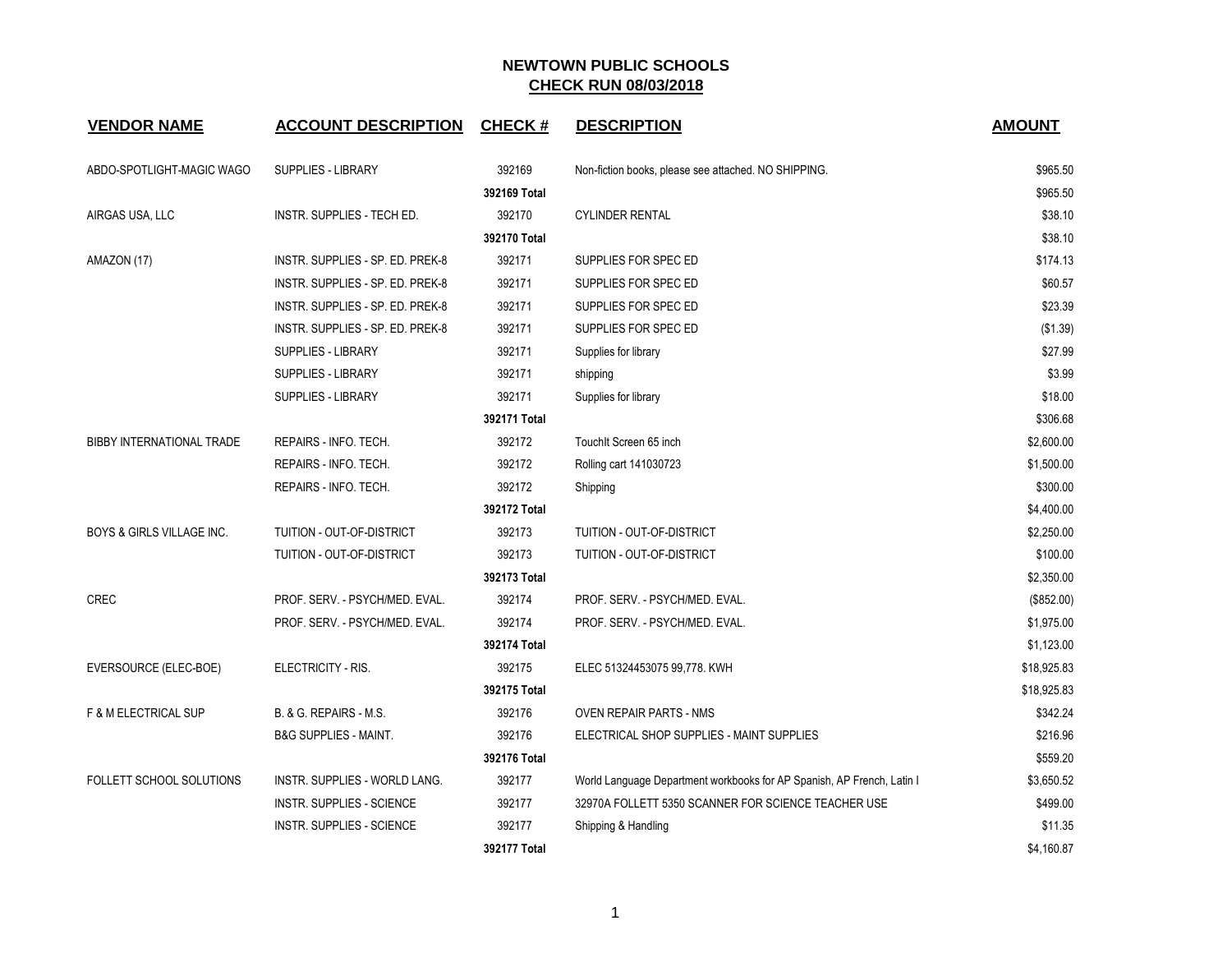# NEWTOWN PUBLIC SCHOOLS
## CHECK RUN 08/03/2018

| VENDOR NAME | ACCOUNT DESCRIPTION | CHECK # | DESCRIPTION | AMOUNT |
|---|---|---|---|---|
| ABDO-SPOTLIGHT-MAGIC WAGO | SUPPLIES - LIBRARY | 392169 | Non-fiction books, please see attached. NO SHIPPING. | $965.50 |
| | | **392169 Total** | | $965.50 |
| AIRGAS USA, LLC | INSTR. SUPPLIES - TECH ED. | 392170 | CYLINDER RENTAL | $38.10 |
| | | **392170 Total** | | $38.10 |
| AMAZON (17) | INSTR. SUPPLIES - SP. ED. PREK-8 | 392171 | SUPPLIES FOR SPEC ED | $174.13 |
| | INSTR. SUPPLIES - SP. ED. PREK-8 | 392171 | SUPPLIES FOR SPEC ED | $60.57 |
| | INSTR. SUPPLIES - SP. ED. PREK-8 | 392171 | SUPPLIES FOR SPEC ED | $23.39 |
| | INSTR. SUPPLIES - SP. ED. PREK-8 | 392171 | SUPPLIES FOR SPEC ED | ($1.39) |
| | SUPPLIES - LIBRARY | 392171 | Supplies for library | $27.99 |
| | SUPPLIES - LIBRARY | 392171 | shipping | $3.99 |
| | SUPPLIES - LIBRARY | 392171 | Supplies for library | $18.00 |
| | | **392171 Total** | | $306.68 |
| BIBBY INTERNATIONAL TRADE | REPAIRS - INFO. TECH. | 392172 | TouchIt Screen 65 inch | $2,600.00 |
| | REPAIRS - INFO. TECH. | 392172 | Rolling cart 141030723 | $1,500.00 |
| | REPAIRS - INFO. TECH. | 392172 | Shipping | $300.00 |
| | | **392172 Total** | | $4,400.00 |
| BOYS & GIRLS VILLAGE INC. | TUITION - OUT-OF-DISTRICT | 392173 | TUITION - OUT-OF-DISTRICT | $2,250.00 |
| | TUITION - OUT-OF-DISTRICT | 392173 | TUITION - OUT-OF-DISTRICT | $100.00 |
| | | **392173 Total** | | $2,350.00 |
| CREC | PROF. SERV. - PSYCH/MED. EVAL. | 392174 | PROF. SERV. - PSYCH/MED. EVAL. | ($852.00) |
| | PROF. SERV. - PSYCH/MED. EVAL. | 392174 | PROF. SERV. - PSYCH/MED. EVAL. | $1,975.00 |
| | | **392174 Total** | | $1,123.00 |
| EVERSOURCE (ELEC-BOE) | ELECTRICITY - RIS. | 392175 | ELEC 51324453075 99,778. KWH | $18,925.83 |
| | | **392175 Total** | | $18,925.83 |
| F & M ELECTRICAL SUP | B. & G. REPAIRS - M.S. | 392176 | OVEN REPAIR PARTS - NMS | $342.24 |
| | B&G SUPPLIES - MAINT. | 392176 | ELECTRICAL SHOP SUPPLIES - MAINT SUPPLIES | $216.96 |
| | | **392176 Total** | | $559.20 |
| FOLLETT SCHOOL SOLUTIONS | INSTR. SUPPLIES - WORLD LANG. | 392177 | World Language Department workbooks for AP Spanish, AP French, Latin I | $3,650.52 |
| | INSTR. SUPPLIES - SCIENCE | 392177 | 32970A FOLLETT 5350 SCANNER FOR SCIENCE TEACHER USE | $499.00 |
| | INSTR. SUPPLIES - SCIENCE | 392177 | Shipping & Handling | $11.35 |
| | | **392177 Total** | | $4,160.87 |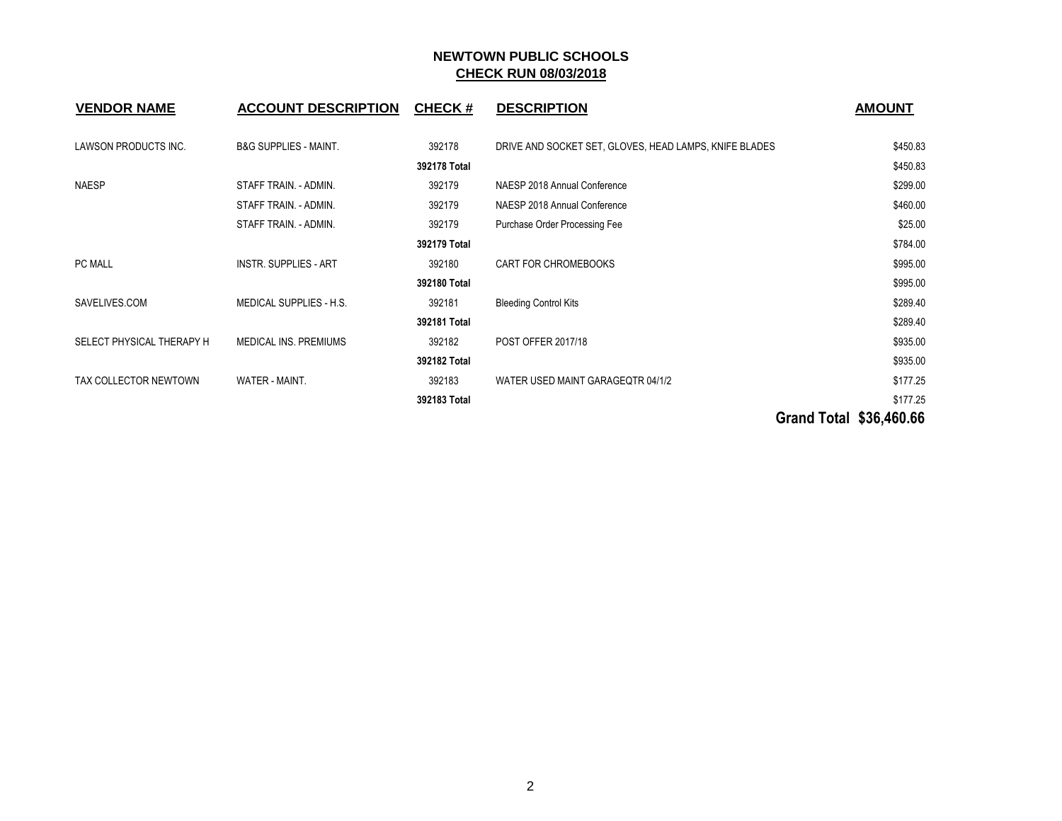# NEWTOWN PUBLIC SCHOOLS
## CHECK RUN 08/03/2018

| VENDOR NAME | ACCOUNT DESCRIPTION | CHECK # | DESCRIPTION | AMOUNT |
|---|---|---|---|---|
| LAWSON PRODUCTS INC. | B&G SUPPLIES - MAINT. | 392178 | DRIVE AND SOCKET SET, GLOVES, HEAD LAMPS, KNIFE BLADES | $450.83 |
| | | **392178 Total** | | $450.83 |
| NAESP | STAFF TRAIN. - ADMIN. | 392179 | NAESP 2018 Annual Conference | $299.00 |
| | STAFF TRAIN. - ADMIN. | 392179 | NAESP 2018 Annual Conference | $460.00 |
| | STAFF TRAIN. - ADMIN. | 392179 | Purchase Order Processing Fee | $25.00 |
| | | **392179 Total** | | $784.00 |
| PC MALL | INSTR. SUPPLIES - ART | 392180 | CART FOR CHROMEBOOKS | $995.00 |
| | | **392180 Total** | | $995.00 |
| SAVELIVES.COM | MEDICAL SUPPLIES - H.S. | 392181 | Bleeding Control Kits | $289.40 |
| | | **392181 Total** | | $289.40 |
| SELECT PHYSICAL THERAPY H | MEDICAL INS. PREMIUMS | 392182 | POST OFFER 2017/18 | $935.00 |
| | | **392182 Total** | | $935.00 |
| TAX COLLECTOR NEWTOWN | WATER - MAINT. | 392183 | WATER USED MAINT GARAGEQTR 04/1/2 | $177.25 |
| | | **392183 Total** | | $177.25 |
| | | | **Grand Total** | **$36,460.66** |